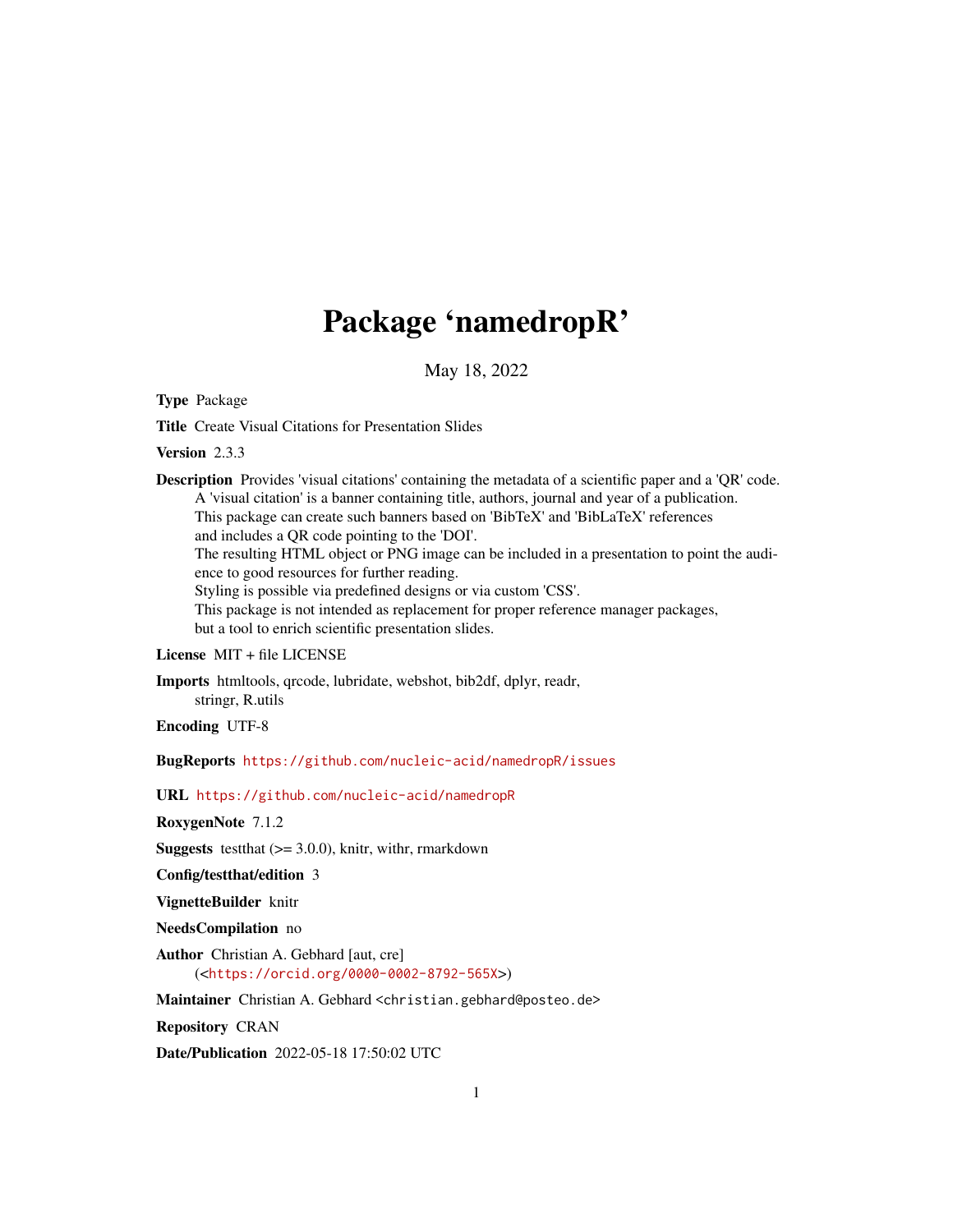# Package 'namedropR'

May 18, 2022

**Type** Package

**Title** Create Visual Citations for Presentation Slides

**Version** 2.3.3

**Description** Provides 'visual citations' containing the metadata of a scientific paper and a 'QR' code. A 'visual citation' is a banner containing title, authors, journal and year of a publication. This package can create such banners based on 'BibTeX' and 'BibLaTeX' references and includes a QR code pointing to the 'DOI'. The resulting HTML object or PNG image can be included in a presentation to point the audience to good resources for further reading. Styling is possible via predefined designs or via custom 'CSS'. This package is not intended as replacement for proper reference manager packages, but a tool to enrich scientific presentation slides.

**License** MIT + file LICENSE

**Imports** htmltools, qrcode, lubridate, webshot, bib2df, dplyr, readr, stringr, R.utils

**Encoding** UTF-8

**BugReports** https://github.com/nucleic-acid/namedropR/issues

**URL** https://github.com/nucleic-acid/namedropR

**RoxygenNote** 7.1.2

**Suggests** testthat (>= 3.0.0), knitr, withr, rmarkdown

**Config/testthat/edition** 3

**VignetteBuilder** knitr

**NeedsCompilation** no

**Author** Christian A. Gebhard [aut, cre] (<https://orcid.org/0000-0002-8792-565X>)

**Maintainer** Christian A. Gebhard <christian.gebhard@posteo.de>

**Repository** CRAN

**Date/Publication** 2022-05-18 17:50:02 UTC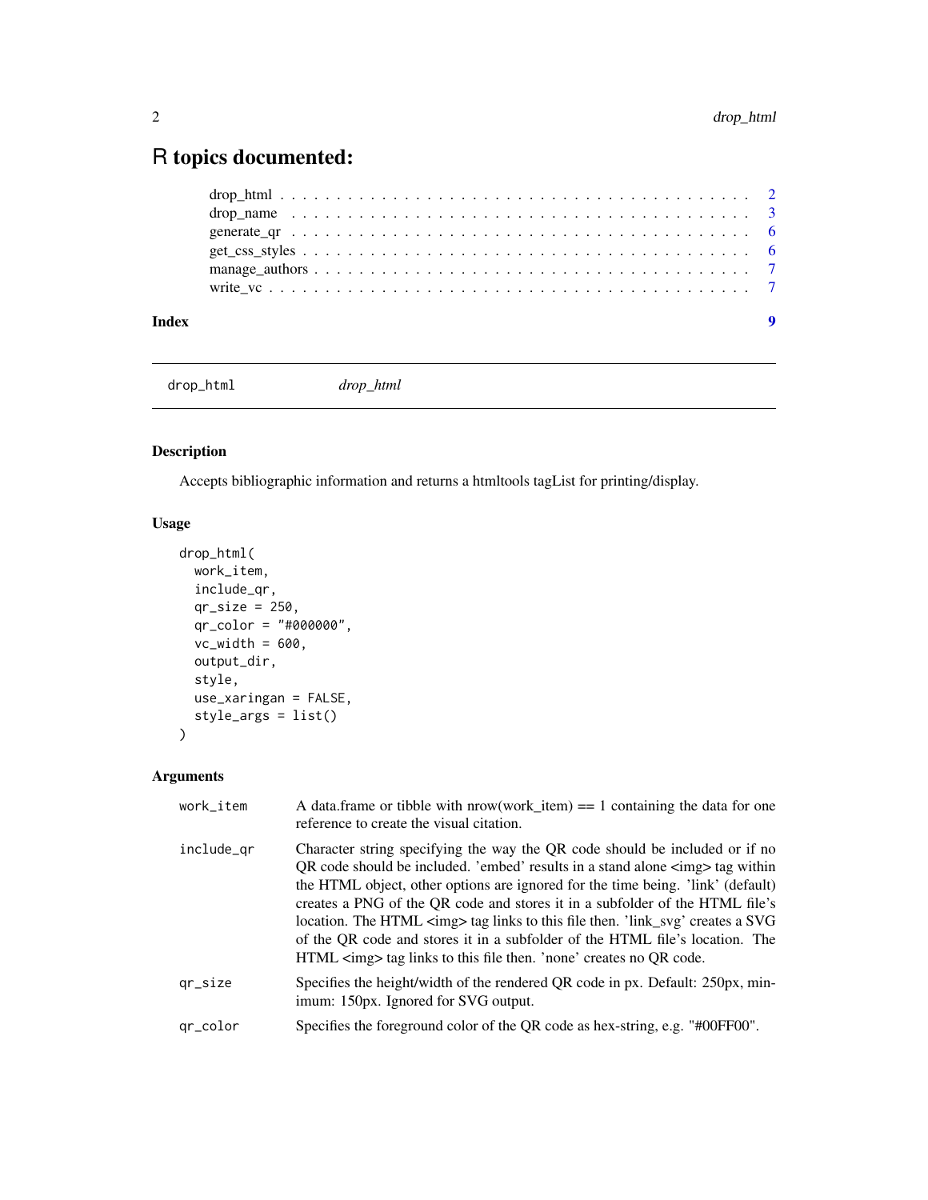# R topics documented:

- drop_html . . . . . . . . . . . . . . . . . . . . . . . . . . . . . . . . . . . . . . . 2
- drop_name . . . . . . . . . . . . . . . . . . . . . . . . . . . . . . . . . . . . . . . 3
- generate_qr . . . . . . . . . . . . . . . . . . . . . . . . . . . . . . . . . . . . . . 6
- get_css_styles . . . . . . . . . . . . . . . . . . . . . . . . . . . . . . . . . . . . . 6
- manage_authors . . . . . . . . . . . . . . . . . . . . . . . . . . . . . . . . . . . . . 7
- write_vc . . . . . . . . . . . . . . . . . . . . . . . . . . . . . . . . . . . . . . . . 7

**Index** 9

---

`drop_html` *drop_html*

---

## Description

Accepts bibliographic information and returns a htmltools tagList for printing/display.

## Usage

```
drop_html(
  work_item,
  include_qr,
  qr_size = 250,
  qr_color = "#000000",
  vc_width = 600,
  output_dir,
  style,
  use_xaringan = FALSE,
  style_args = list()
)
```

## Arguments

| | |
|---|---|
| `work_item` | A data.frame or tibble with nrow(work_item) == 1 containing the data for one reference to create the visual citation. |
| `include_qr` | Character string specifying the way the QR code should be included or if no QR code should be included. 'embed' results in a stand alone <img> tag within the HTML object, other options are ignored for the time being. 'link' (default) creates a PNG of the QR code and stores it in a subfolder of the HTML file's location. The HTML <img> tag links to this file then. 'link_svg' creates a SVG of the QR code and stores it in a subfolder of the HTML file's location. The HTML <img> tag links to this file then. 'none' creates no QR code. |
| `qr_size` | Specifies the height/width of the rendered QR code in px. Default: 250px, minimum: 150px. Ignored for SVG output. |
| `qr_color` | Specifies the foreground color of the QR code as hex-string, e.g. "#00FF00". |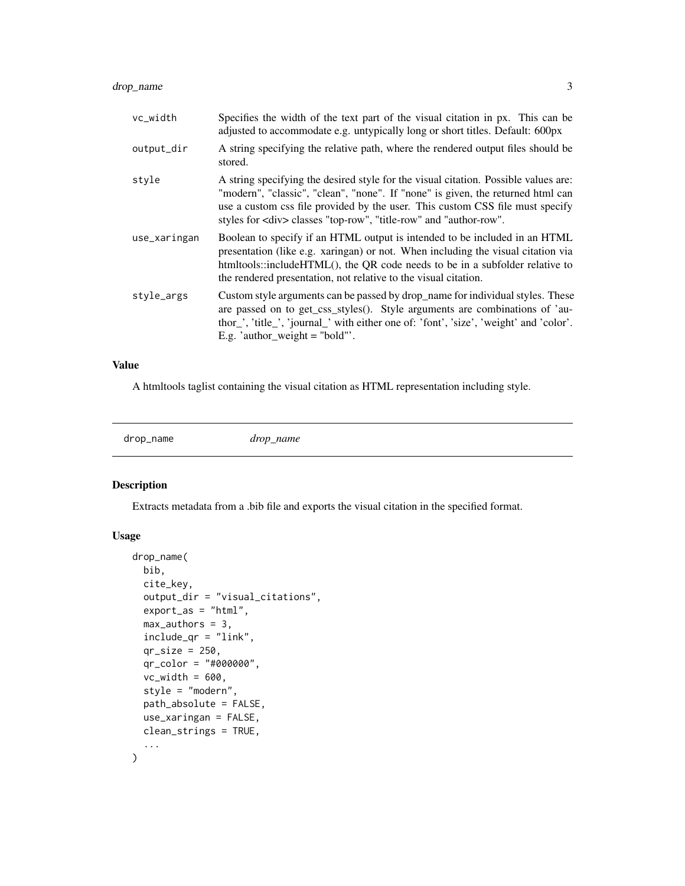| | |
|---|---|
| vc_width | Specifies the width of the text part of the visual citation in px. This can be adjusted to accommodate e.g. untypically long or short titles. Default: 600px |
| output_dir | A string specifying the relative path, where the rendered output files should be stored. |
| style | A string specifying the desired style for the visual citation. Possible values are: "modern", "classic", "clean", "none". If "none" is given, the returned html can use a custom css file provided by the user. This custom CSS file must specify styles for <div> classes "top-row", "title-row" and "author-row". |
| use_xaringan | Boolean to specify if an HTML output is intended to be included in an HTML presentation (like e.g. xaringan) or not. When including the visual citation via htmltools::includeHTML(), the QR code needs to be in a subfolder relative to the rendered presentation, not relative to the visual citation. |
| style_args | Custom style arguments can be passed by drop_name for individual styles. These are passed on to get_css_styles(). Style arguments are combinations of 'author_', 'title_', 'journal_' with either one of: 'font', 'size', 'weight' and 'color'. E.g. 'author_weight = "bold"'. |

### Value

A htmltools taglist containing the visual citation as HTML representation including style.

---

## drop_name *drop_name*

### Description

Extracts metadata from a .bib file and exports the visual citation in the specified format.

### Usage

```
drop_name(
  bib,
  cite_key,
  output_dir = "visual_citations",
  export_as = "html",
  max_authors = 3,
  include_qr = "link",
  qr_size = 250,
  qr_color = "#000000",
  vc_width = 600,
  style = "modern",
  path_absolute = FALSE,
  use_xaringan = FALSE,
  clean_strings = TRUE,
  ...
)
```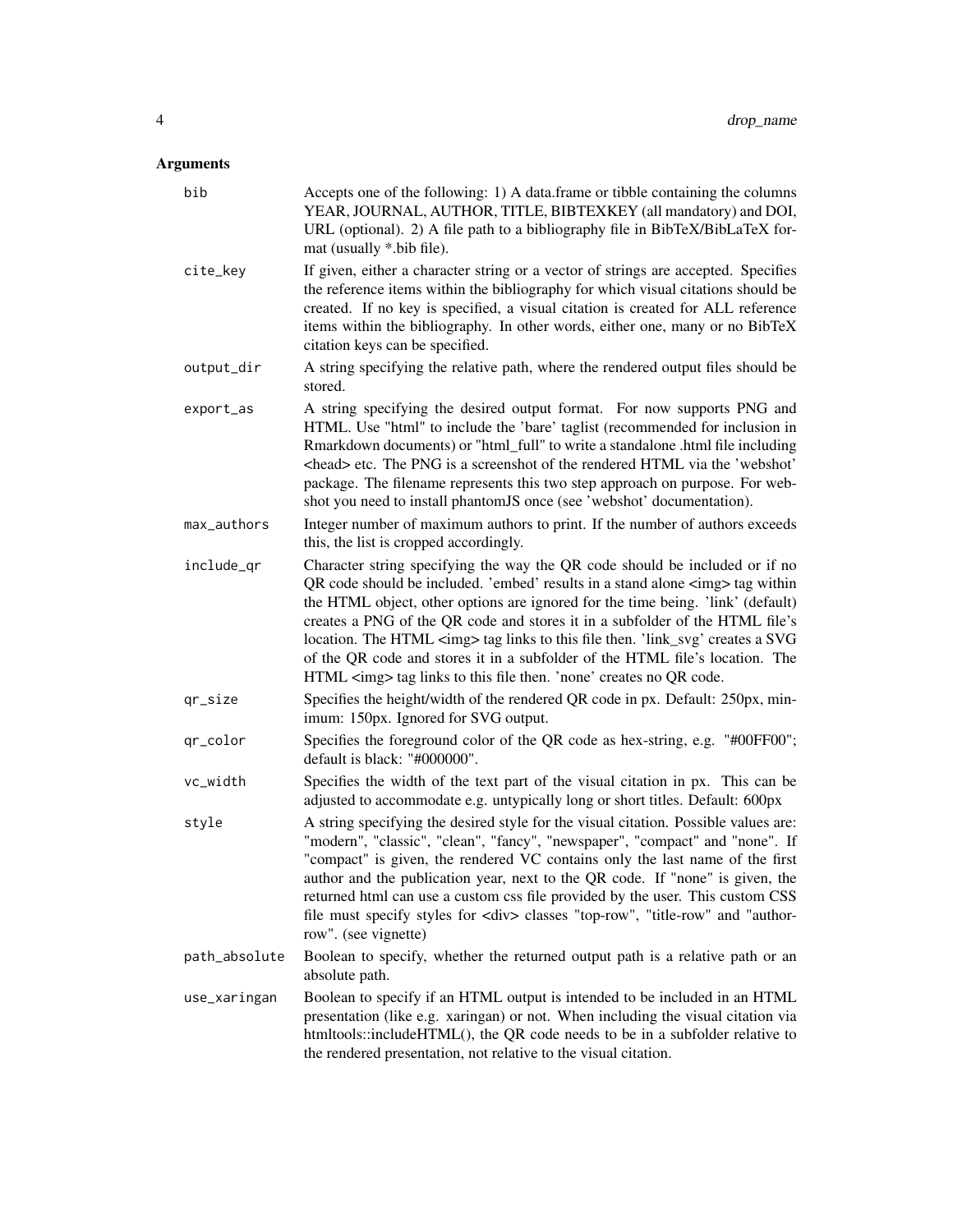## Arguments

| | |
|---|---|
| `bib` | Accepts one of the following: 1) A data.frame or tibble containing the columns YEAR, JOURNAL, AUTHOR, TITLE, BIBTEXKEY (all mandatory) and DOI, URL (optional). 2) A file path to a bibliography file in BibTeX/BibLaTeX format (usually *.bib file). |
| `cite_key` | If given, either a character string or a vector of strings are accepted. Specifies the reference items within the bibliography for which visual citations should be created. If no key is specified, a visual citation is created for ALL reference items within the bibliography. In other words, either one, many or no BibTeX citation keys can be specified. |
| `output_dir` | A string specifying the relative path, where the rendered output files should be stored. |
| `export_as` | A string specifying the desired output format. For now supports PNG and HTML. Use "html" to include the 'bare' taglist (recommended for inclusion in Rmarkdown documents) or "html_full" to write a standalone .html file including <head> etc. The PNG is a screenshot of the rendered HTML via the 'webshot' package. The filename represents this two step approach on purpose. For webshot you need to install phantomJS once (see 'webshot' documentation). |
| `max_authors` | Integer number of maximum authors to print. If the number of authors exceeds this, the list is cropped accordingly. |
| `include_qr` | Character string specifying the way the QR code should be included or if no QR code should be included. 'embed' results in a stand alone <img> tag within the HTML object, other options are ignored for the time being. 'link' (default) creates a PNG of the QR code and stores it in a subfolder of the HTML file's location. The HTML <img> tag links to this file then. 'link_svg' creates a SVG of the QR code and stores it in a subfolder of the HTML file's location. The HTML <img> tag links to this file then. 'none' creates no QR code. |
| `qr_size` | Specifies the height/width of the rendered QR code in px. Default: 250px, minimum: 150px. Ignored for SVG output. |
| `qr_color` | Specifies the foreground color of the QR code as hex-string, e.g. "#00FF00"; default is black: "#000000". |
| `vc_width` | Specifies the width of the text part of the visual citation in px. This can be adjusted to accommodate e.g. untypically long or short titles. Default: 600px |
| `style` | A string specifying the desired style for the visual citation. Possible values are: "modern", "classic", "clean", "fancy", "newspaper", "compact" and "none". If "compact" is given, the rendered VC contains only the last name of the first author and the publication year, next to the QR code. If "none" is given, the returned html can use a custom css file provided by the user. This custom CSS file must specify styles for <div> classes "top-row", "title-row" and "author-row". (see vignette) |
| `path_absolute` | Boolean to specify, whether the returned output path is a relative path or an absolute path. |
| `use_xaringan` | Boolean to specify if an HTML output is intended to be included in an HTML presentation (like e.g. xaringan) or not. When including the visual citation via htmltools::includeHTML(), the QR code needs to be in a subfolder relative to the rendered presentation, not relative to the visual citation. |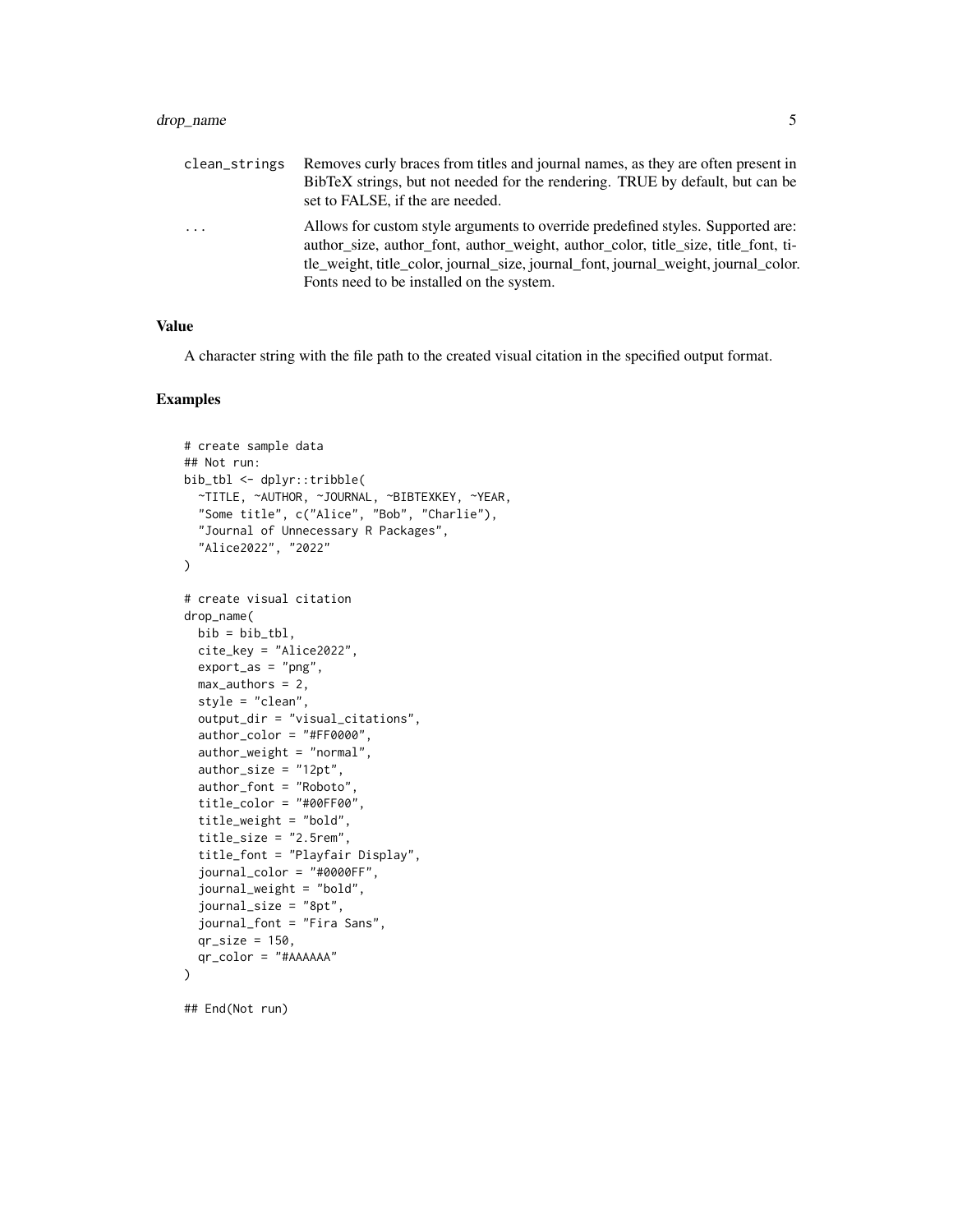| | |
|---|---|
| clean_strings | Removes curly braces from titles and journal names, as they are often present in BibTeX strings, but not needed for the rendering. TRUE by default, but can be set to FALSE, if the are needed. |
| ... | Allows for custom style arguments to override predefined styles. Supported are: author_size, author_font, author_weight, author_color, title_size, title_font, title_weight, title_color, journal_size, journal_font, journal_weight, journal_color. Fonts need to be installed on the system. |

### Value

A character string with the file path to the created visual citation in the specified output format.

### Examples

```
# create sample data
## Not run:
bib_tbl <- dplyr::tribble(
  ~TITLE, ~AUTHOR, ~JOURNAL, ~BIBTEXKEY, ~YEAR,
  "Some title", c("Alice", "Bob", "Charlie"),
  "Journal of Unnecessary R Packages",
  "Alice2022", "2022"
)

# create visual citation
drop_name(
  bib = bib_tbl,
  cite_key = "Alice2022",
  export_as = "png",
  max_authors = 2,
  style = "clean",
  output_dir = "visual_citations",
  author_color = "#FF0000",
  author_weight = "normal",
  author_size = "12pt",
  author_font = "Roboto",
  title_color = "#00FF00",
  title_weight = "bold",
  title_size = "2.5rem",
  title_font = "Playfair Display",
  journal_color = "#0000FF",
  journal_weight = "bold",
  journal_size = "8pt",
  journal_font = "Fira Sans",
  qr_size = 150,
  qr_color = "#AAAAAA"
)

## End(Not run)
```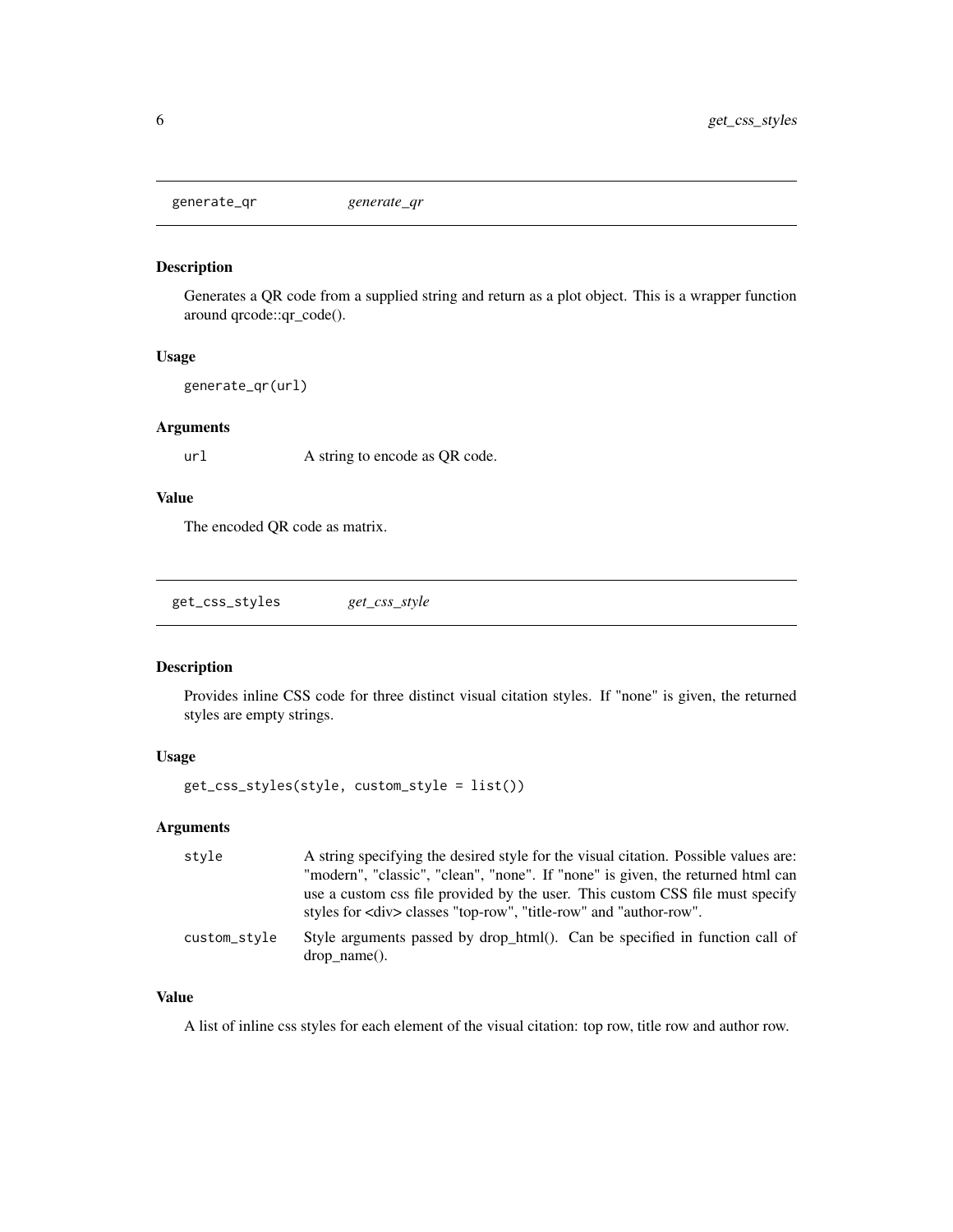## generate_qr — *generate_qr*

### Description

Generates a QR code from a supplied string and return as a plot object. This is a wrapper function around qrcode::qr_code().

### Usage

```
generate_qr(url)
```

### Arguments

| | |
|---|---|
| `url` | A string to encode as QR code. |

### Value

The encoded QR code as matrix.

## get_css_styles — *get_css_style*

### Description

Provides inline CSS code for three distinct visual citation styles. If "none" is given, the returned styles are empty strings.

### Usage

```
get_css_styles(style, custom_style = list())
```

### Arguments

| | |
|---|---|
| `style` | A string specifying the desired style for the visual citation. Possible values are: "modern", "classic", "clean", "none". If "none" is given, the returned html can use a custom css file provided by the user. This custom CSS file must specify styles for <div> classes "top-row", "title-row" and "author-row". |
| `custom_style` | Style arguments passed by drop_html(). Can be specified in function call of drop_name(). |

### Value

A list of inline css styles for each element of the visual citation: top row, title row and author row.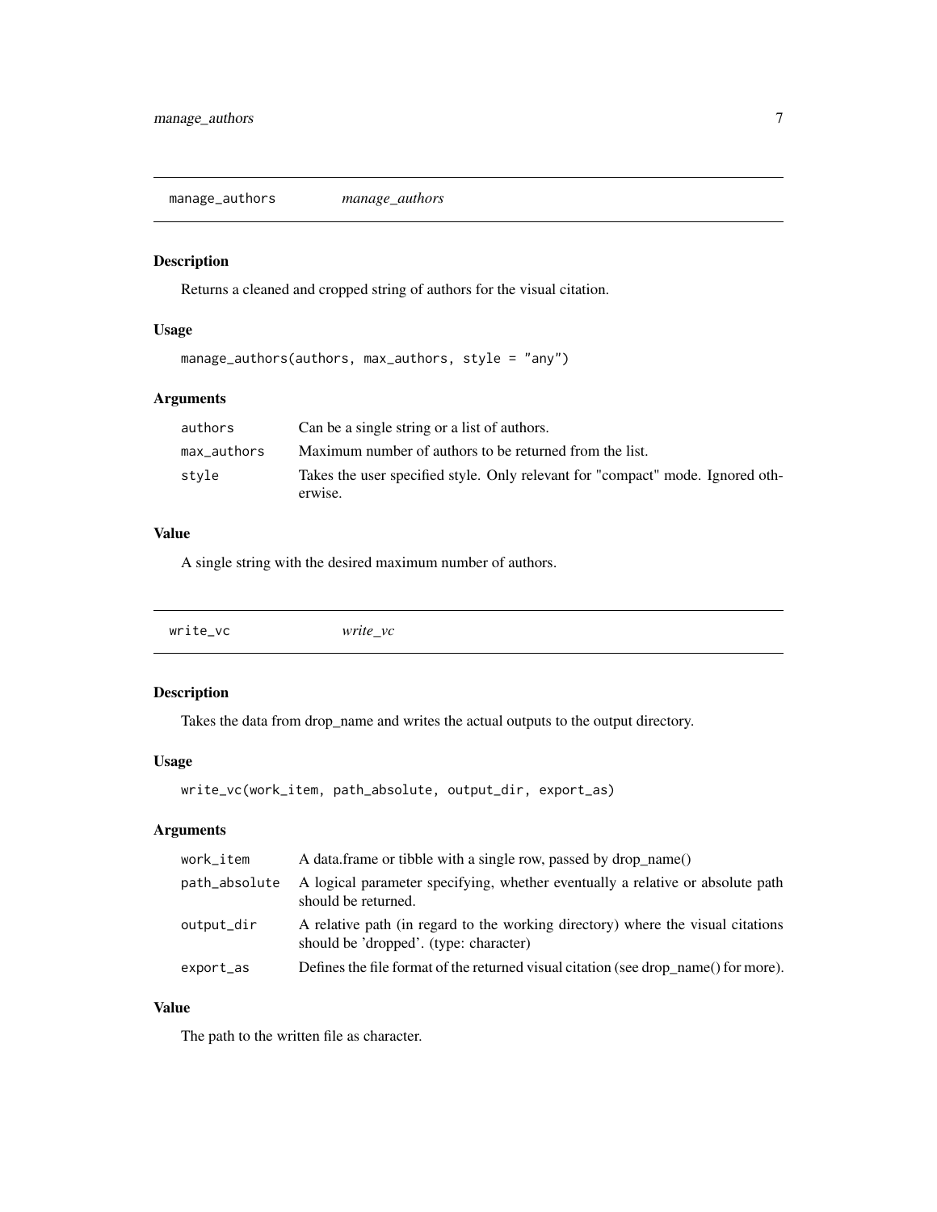## manage_authors *manage_authors*

### Description

Returns a cleaned and cropped string of authors for the visual citation.

### Usage

```
manage_authors(authors, max_authors, style = "any")
```

### Arguments

| | |
|---|---|
| `authors` | Can be a single string or a list of authors. |
| `max_authors` | Maximum number of authors to be returned from the list. |
| `style` | Takes the user specified style. Only relevant for "compact" mode. Ignored otherwise. |

### Value

A single string with the desired maximum number of authors.

## write_vc *write_vc*

### Description

Takes the data from drop_name and writes the actual outputs to the output directory.

### Usage

```
write_vc(work_item, path_absolute, output_dir, export_as)
```

### Arguments

| | |
|---|---|
| `work_item` | A data.frame or tibble with a single row, passed by drop_name() |
| `path_absolute` | A logical parameter specifying, whether eventually a relative or absolute path should be returned. |
| `output_dir` | A relative path (in regard to the working directory) where the visual citations should be 'dropped'. (type: character) |
| `export_as` | Defines the file format of the returned visual citation (see drop_name() for more). |

### Value

The path to the written file as character.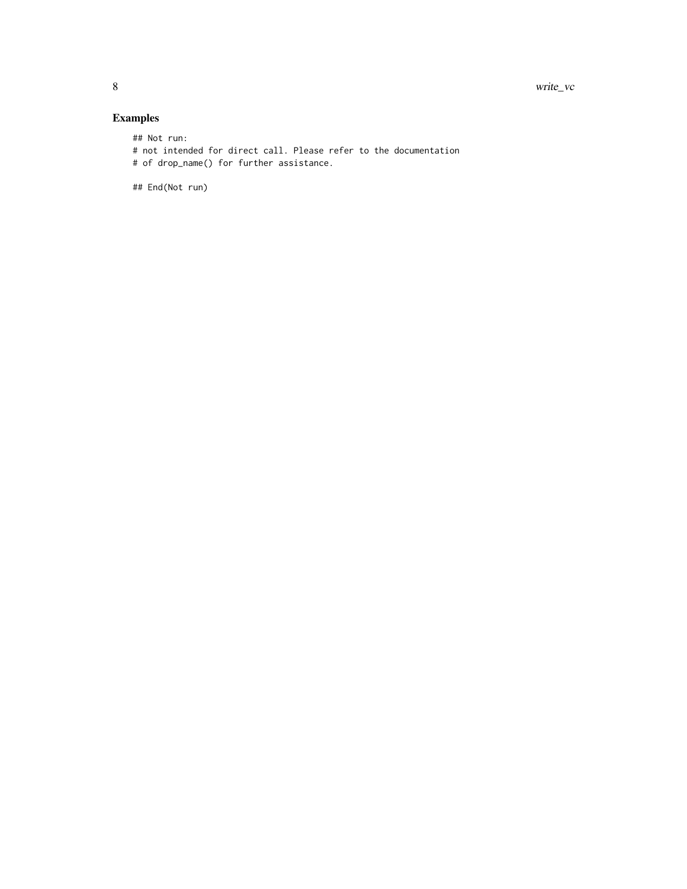## Examples

```
## Not run:
# not intended for direct call. Please refer to the documentation
# of drop_name() for further assistance.

## End(Not run)
```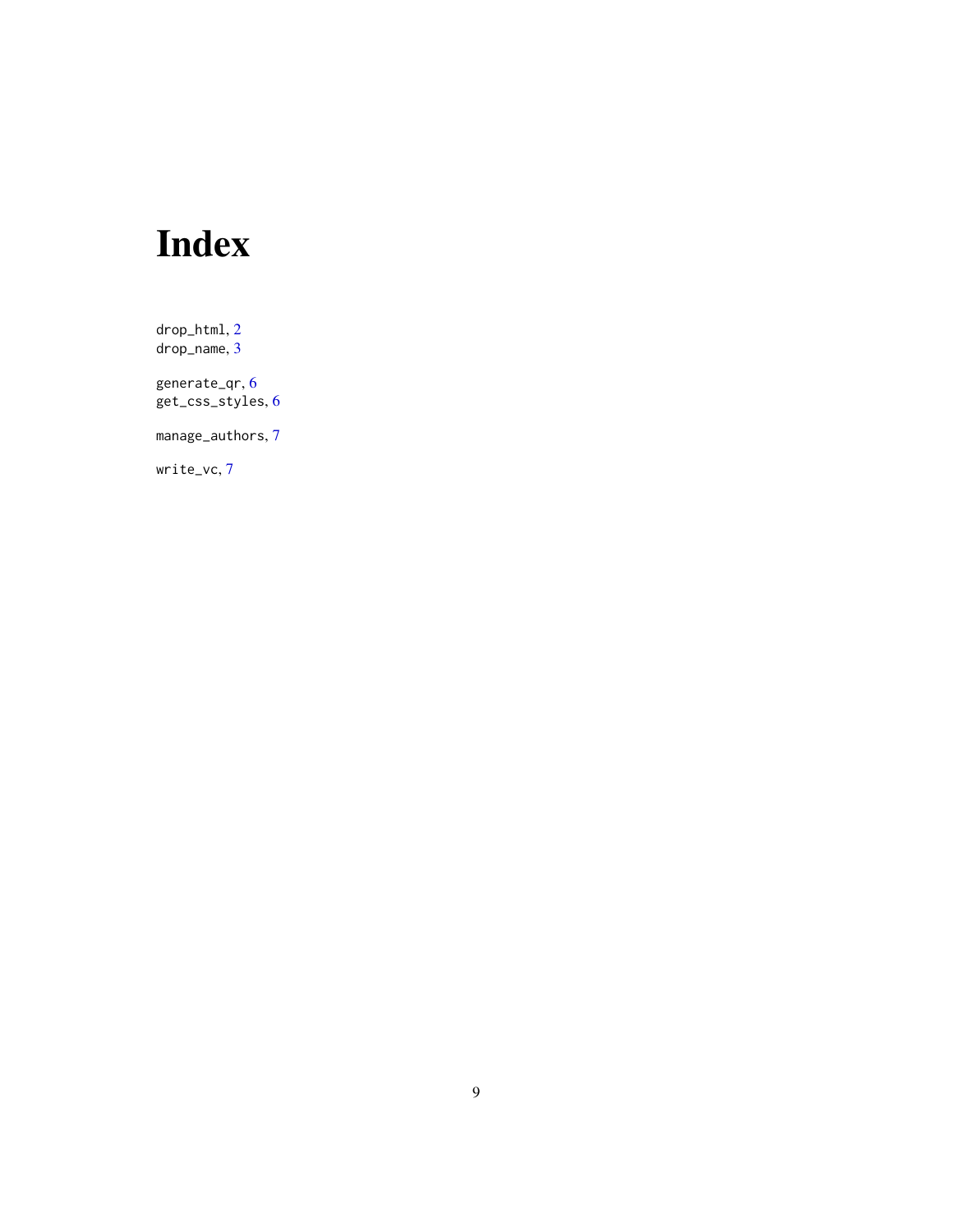# Index

drop_html, 2
drop_name, 3

generate_qr, 6
get_css_styles, 6

manage_authors, 7

write_vc, 7